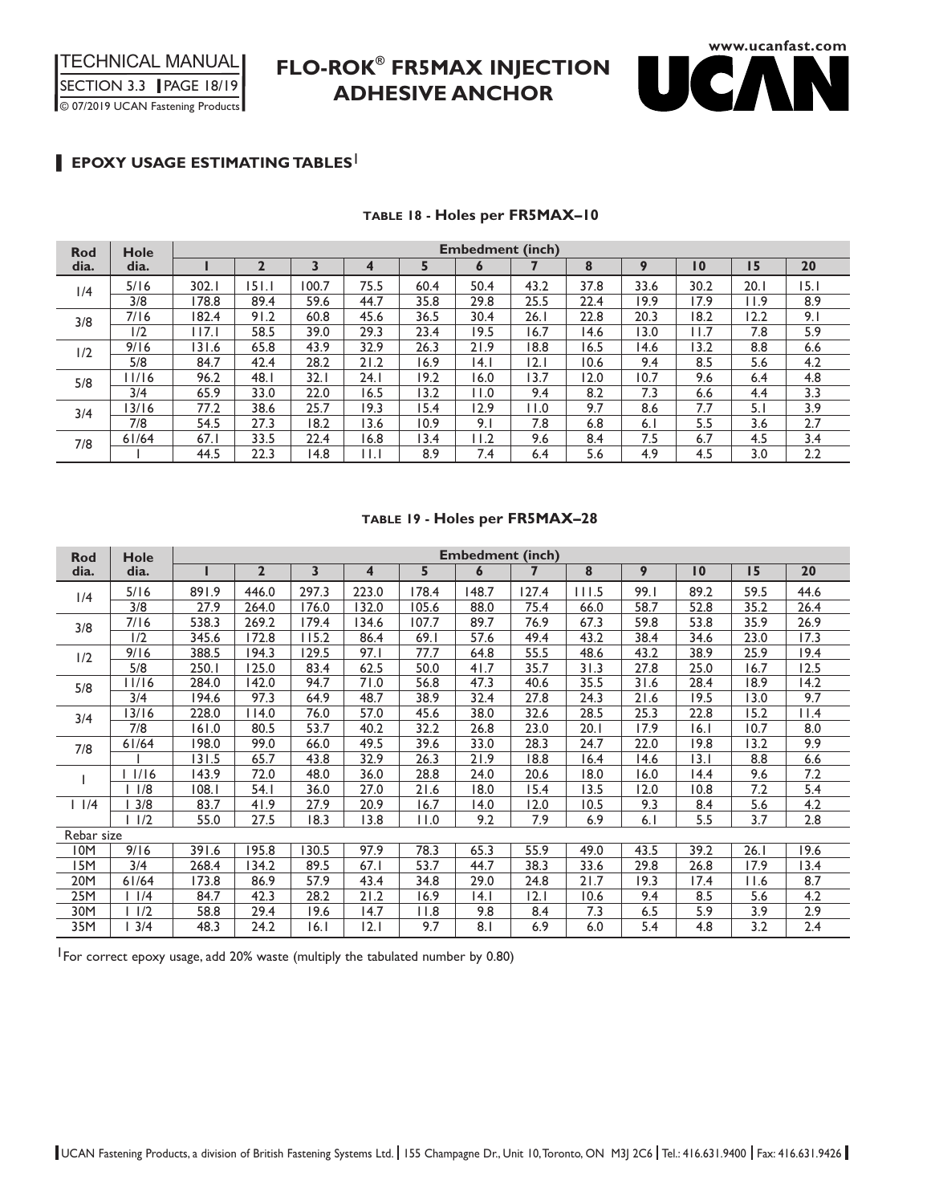# FLO-ROK® FR5MAX INJECTION ADHESIVE ANCHOR

## EPOXY USAGE ESTIMATING TABLES[1]

**TABLE 18 - Holes per FR5MAX–10**

| Rod dia. | Hole dia. | Embedment (inch) | | | | | | | | | | | |
|---|---|---|---|---|---|---|---|---|---|---|---|---|---|
| | | 1 | 2 | 3 | 4 | 5 | 6 | 7 | 8 | 9 | 10 | 15 | 20 |
| 1/4 | 5/16 | 302.1 | 151.1 | 100.7 | 75.5 | 60.4 | 50.4 | 43.2 | 37.8 | 33.6 | 30.2 | 20.1 | 15.1 |
| | 3/8 | 178.8 | 89.4 | 59.6 | 44.7 | 35.8 | 29.8 | 25.5 | 22.4 | 19.9 | 17.9 | 11.9 | 8.9 |
| 3/8 | 7/16 | 182.4 | 91.2 | 60.8 | 45.6 | 36.5 | 30.4 | 26.1 | 22.8 | 20.3 | 18.2 | 12.2 | 9.1 |
| | 1/2 | 117.1 | 58.5 | 39.0 | 29.3 | 23.4 | 19.5 | 16.7 | 14.6 | 13.0 | 11.7 | 7.8 | 5.9 |
| 1/2 | 9/16 | 131.6 | 65.8 | 43.9 | 32.9 | 26.3 | 21.9 | 18.8 | 16.5 | 14.6 | 13.2 | 8.8 | 6.6 |
| | 5/8 | 84.7 | 42.4 | 28.2 | 21.2 | 16.9 | 14.1 | 12.1 | 10.6 | 9.4 | 8.5 | 5.6 | 4.2 |
| 5/8 | 11/16 | 96.2 | 48.1 | 32.1 | 24.1 | 19.2 | 16.0 | 13.7 | 12.0 | 10.7 | 9.6 | 6.4 | 4.8 |
| | 3/4 | 65.9 | 33.0 | 22.0 | 16.5 | 13.2 | 11.0 | 9.4 | 8.2 | 7.3 | 6.6 | 4.4 | 3.3 |
| 3/4 | 13/16 | 77.2 | 38.6 | 25.7 | 19.3 | 15.4 | 12.9 | 11.0 | 9.7 | 8.6 | 7.7 | 5.1 | 3.9 |
| | 7/8 | 54.5 | 27.3 | 18.2 | 13.6 | 10.9 | 9.1 | 7.8 | 6.8 | 6.1 | 5.5 | 3.6 | 2.7 |
| 7/8 | 61/64 | 67.1 | 33.5 | 22.4 | 16.8 | 13.4 | 11.2 | 9.6 | 8.4 | 7.5 | 6.7 | 4.5 | 3.4 |
| | 1 | 44.5 | 22.3 | 14.8 | 11.1 | 8.9 | 7.4 | 6.4 | 5.6 | 4.9 | 4.5 | 3.0 | 2.2 |

**TABLE 19 - Holes per FR5MAX–28**

| Rod dia. | Hole dia. | Embedment (inch) | | | | | | | | | | | |
|---|---|---|---|---|---|---|---|---|---|---|---|---|---|
| | | 1 | 2 | 3 | 4 | 5 | 6 | 7 | 8 | 9 | 10 | 15 | 20 |
| 1/4 | 5/16 | 891.9 | 446.0 | 297.3 | 223.0 | 178.4 | 148.7 | 127.4 | 111.5 | 99.1 | 89.2 | 59.5 | 44.6 |
| | 3/8 | 27.9 | 264.0 | 176.0 | 132.0 | 105.6 | 88.0 | 75.4 | 66.0 | 58.7 | 52.8 | 35.2 | 26.4 |
| 3/8 | 7/16 | 538.3 | 269.2 | 179.4 | 134.6 | 107.7 | 89.7 | 76.9 | 67.3 | 59.8 | 53.8 | 35.9 | 26.9 |
| | 1/2 | 345.6 | 172.8 | 115.2 | 86.4 | 69.1 | 57.6 | 49.4 | 43.2 | 38.4 | 34.6 | 23.0 | 17.3 |
| 1/2 | 9/16 | 388.5 | 194.3 | 129.5 | 97.1 | 77.7 | 64.8 | 55.5 | 48.6 | 43.2 | 38.9 | 25.9 | 19.4 |
| | 5/8 | 250.1 | 125.0 | 83.4 | 62.5 | 50.0 | 41.7 | 35.7 | 31.3 | 27.8 | 25.0 | 16.7 | 12.5 |
| 5/8 | 11/16 | 284.0 | 142.0 | 94.7 | 71.0 | 56.8 | 47.3 | 40.6 | 35.5 | 31.6 | 28.4 | 18.9 | 14.2 |
| | 3/4 | 194.6 | 97.3 | 64.9 | 48.7 | 38.9 | 32.4 | 27.8 | 24.3 | 21.6 | 19.5 | 13.0 | 9.7 |
| 3/4 | 13/16 | 228.0 | 114.0 | 76.0 | 57.0 | 45.6 | 38.0 | 32.6 | 28.5 | 25.3 | 22.8 | 15.2 | 11.4 |
| | 7/8 | 161.0 | 80.5 | 53.7 | 40.2 | 32.2 | 26.8 | 23.0 | 20.1 | 17.9 | 16.1 | 10.7 | 8.0 |
| 7/8 | 61/64 | 198.0 | 99.0 | 66.0 | 49.5 | 39.6 | 33.0 | 28.3 | 24.7 | 22.0 | 19.8 | 13.2 | 9.9 |
| | 1 | 131.5 | 65.7 | 43.8 | 32.9 | 26.3 | 21.9 | 18.8 | 16.4 | 14.6 | 13.1 | 8.8 | 6.6 |
| 1 | 1 1/16 | 143.9 | 72.0 | 48.0 | 36.0 | 28.8 | 24.0 | 20.6 | 18.0 | 16.0 | 14.4 | 9.6 | 7.2 |
| | 1 1/8 | 108.1 | 54.1 | 36.0 | 27.0 | 21.6 | 18.0 | 15.4 | 13.5 | 12.0 | 10.8 | 7.2 | 5.4 |
| 1 1/4 | 1 3/8 | 83.7 | 41.9 | 27.9 | 20.9 | 16.7 | 14.0 | 12.0 | 10.5 | 9.3 | 8.4 | 5.6 | 4.2 |
| | 1 1/2 | 55.0 | 27.5 | 18.3 | 13.8 | 11.0 | 9.2 | 7.9 | 6.9 | 6.1 | 5.5 | 3.7 | 2.8 |
| Rebar size | | | | | | | | | | | | | |
| 10M | 9/16 | 391.6 | 195.8 | 130.5 | 97.9 | 78.3 | 65.3 | 55.9 | 49.0 | 43.5 | 39.2 | 26.1 | 19.6 |
| 15M | 3/4 | 268.4 | 134.2 | 89.5 | 67.1 | 53.7 | 44.7 | 38.3 | 33.6 | 29.8 | 26.8 | 17.9 | 13.4 |
| 20M | 61/64 | 173.8 | 86.9 | 57.9 | 43.4 | 34.8 | 29.0 | 24.8 | 21.7 | 19.3 | 17.4 | 11.6 | 8.7 |
| 25M | 1 1/4 | 84.7 | 42.3 | 28.2 | 21.2 | 16.9 | 14.1 | 12.1 | 10.6 | 9.4 | 8.5 | 5.6 | 4.2 |
| 30M | 1 1/2 | 58.8 | 29.4 | 19.6 | 14.7 | 11.8 | 9.8 | 8.4 | 7.3 | 6.5 | 5.9 | 3.9 | 2.9 |
| 35M | 1 3/4 | 48.3 | 24.2 | 16.1 | 12.1 | 9.7 | 8.1 | 6.9 | 6.0 | 5.4 | 4.8 | 3.2 | 2.4 |

[1] For correct epoxy usage, add 20% waste (multiply the tabulated number by 0.80)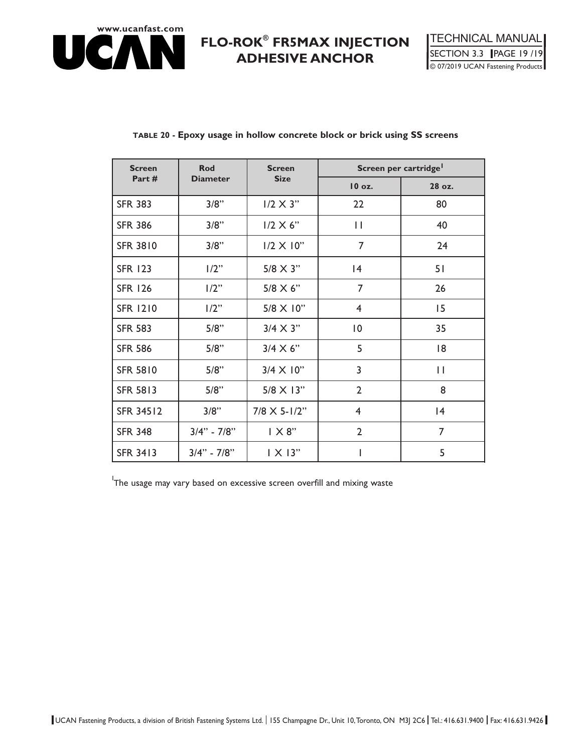**TABLE 20 - Epoxy usage in hollow concrete block or brick using SS screens**

| Screen Part # | Rod Diameter | Screen Size | Screen per cartridge[1] | |
|---|---|---|---|---|
| | | | 10 oz. | 28 oz. |
| SFR 383 | 3/8" | 1/2 X 3" | 22 | 80 |
| SFR 386 | 3/8" | 1/2 X 6" | 11 | 40 |
| SFR 3810 | 3/8" | 1/2 X 10" | 7 | 24 |
| SFR 123 | 1/2" | 5/8 X 3" | 14 | 51 |
| SFR 126 | 1/2" | 5/8 X 6" | 7 | 26 |
| SFR 1210 | 1/2" | 5/8 X 10" | 4 | 15 |
| SFR 583 | 5/8" | 3/4 X 3" | 10 | 35 |
| SFR 586 | 5/8" | 3/4 X 6" | 5 | 18 |
| SFR 5810 | 5/8" | 3/4 X 10" | 3 | 11 |
| SFR 5813 | 5/8" | 5/8 X 13" | 2 | 8 |
| SFR 34512 | 3/8" | 7/8 X 5-1/2" | 4 | 14 |
| SFR 348 | 3/4" - 7/8" | 1 X 8" | 2 | 7 |
| SFR 3413 | 3/4" - 7/8" | 1 X 13" | 1 | 5 |

[1]The usage may vary based on excessive screen overfill and mixing waste